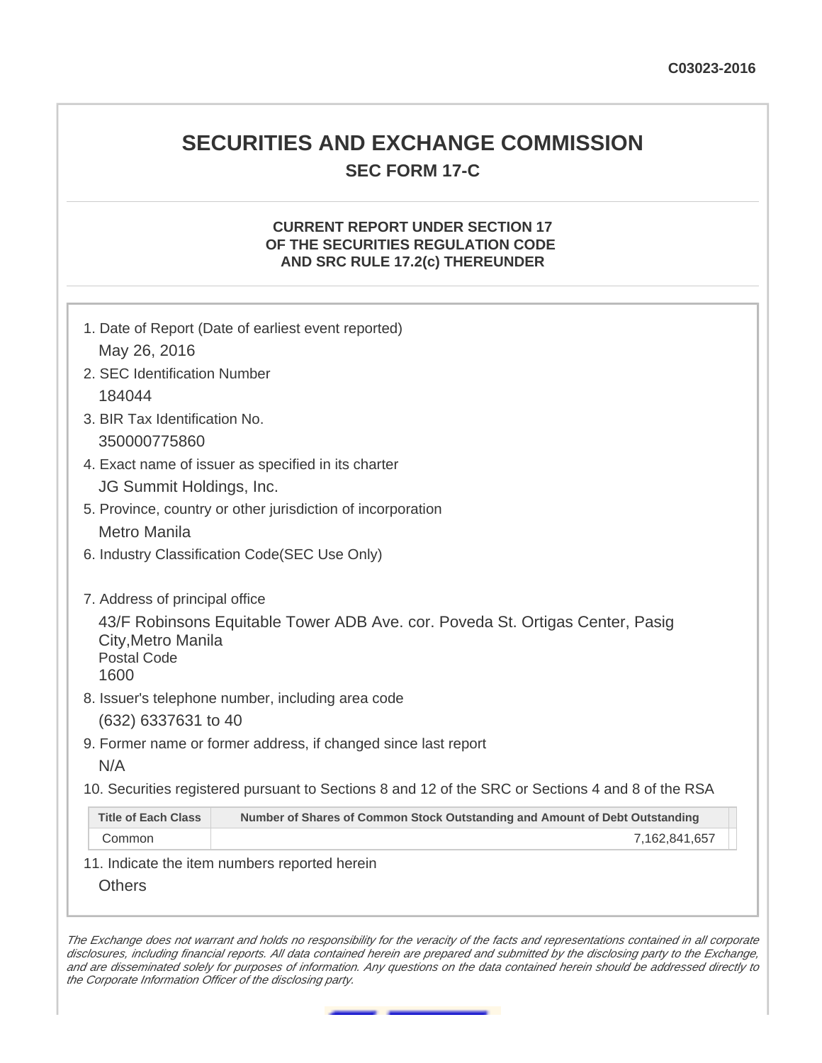C03023-2016

# SECURITIES AND EXCHANGE COMMISSION

## SEC FORM 17-C

### CURRENT REPORT UNDER SECTION 17 OF THE SECURITIES REGULATION CODE AND SRC RULE 17.2(c) THEREUNDER

1. Date of Report (Date of earliest event reported)

   May 26, 2016

2. SEC Identification Number

   184044

3. BIR Tax Identification No.

   350000775860

4. Exact name of issuer as specified in its charter

   JG Summit Holdings, Inc.

5. Province, country or other jurisdiction of incorporation

   Metro Manila

6. Industry Classification Code(SEC Use Only)

7. Address of principal office

   43/F Robinsons Equitable Tower ADB Ave. cor. Poveda St. Ortigas Center, Pasig City,Metro Manila
   Postal Code
   1600

8. Issuer's telephone number, including area code

   (632) 6337631 to 40

9. Former name or former address, if changed since last report

   N/A

10. Securities registered pursuant to Sections 8 and 12 of the SRC or Sections 4 and 8 of the RSA

| Title of Each Class | Number of Shares of Common Stock Outstanding and Amount of Debt Outstanding |
|---|---|
| Common | 7,162,841,657 |

11. Indicate the item numbers reported herein

    Others

*The Exchange does not warrant and holds no responsibility for the veracity of the facts and representations contained in all corporate disclosures, including financial reports. All data contained herein are prepared and submitted by the disclosing party to the Exchange, and are disseminated solely for purposes of information. Any questions on the data contained herein should be addressed directly to the Corporate Information Officer of the disclosing party.*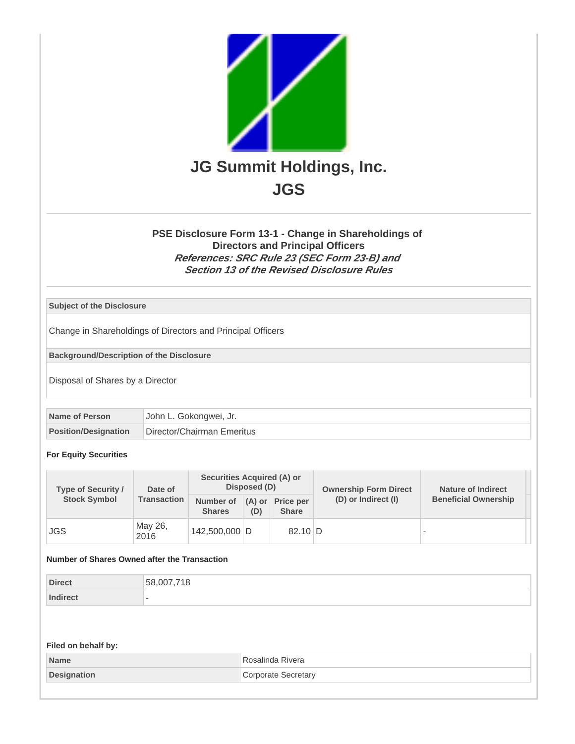# JG Summit Holdings, Inc.
# JGS

### PSE Disclosure Form 13-1 - Change in Shareholdings of Directors and Principal Officers
### *References: SRC Rule 23 (SEC Form 23-B) and Section 13 of the Revised Disclosure Rules*

| Subject of the Disclosure |
|---|
| Change in Shareholdings of Directors and Principal Officers |
| **Background/Description of the Disclosure** |
| Disposal of Shares by a Director |

| | |
|---|---|
| **Name of Person** | John L. Gokongwei, Jr. |
| **Position/Designation** | Director/Chairman Emeritus |

**For Equity Securities**

| Type of Security / Stock Symbol | Date of Transaction | Securities Acquired (A) or Disposed (D) | | | Ownership Form Direct (D) or Indirect (I) | Nature of Indirect Beneficial Ownership |
|---|---|---|---|---|---|---|
| | | Number of Shares | (A) or (D) | Price per Share | | |
| JGS | May 26, 2016 | 142,500,000 | D | 82.10 | D | - |

**Number of Shares Owned after the Transaction**

| | |
|---|---|
| **Direct** | 58,007,718 |
| **Indirect** | - |

**Filed on behalf by:**

| | |
|---|---|
| **Name** | Rosalinda Rivera |
| **Designation** | Corporate Secretary |